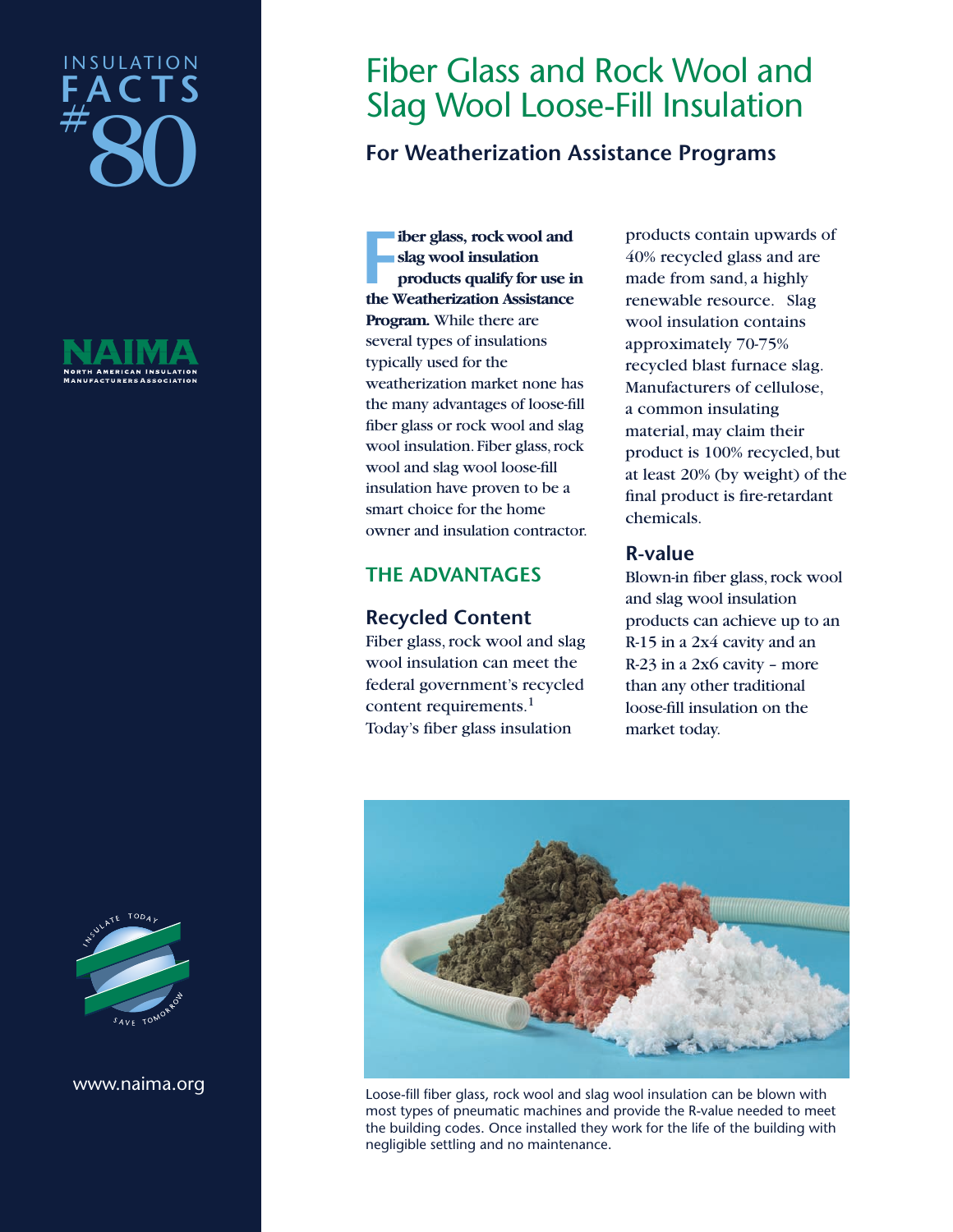INSULATION FACTS #80

# Fiber Glass and Rock Wool and Slag Wool Loose-Fill Insulation

## For Weatherization Assistance Programs

**Fiber glass, rock wool and slag wool insulation products qualify for use in the Weatherization Assistance Program.** While there are several types of insulations typically used for the weatherization market none has the many advantages of loose-fill fiber glass or rock wool and slag wool insulation. Fiber glass, rock wool and slag wool loose-fill insulation have proven to be a smart choice for the home owner and insulation contractor.

## THE ADVANTAGES

### Recycled Content

Fiber glass, rock wool and slag wool insulation can meet the federal government's recycled content requirements.[1] Today's fiber glass insulation products contain upwards of 40% recycled glass and are made from sand, a highly renewable resource. Slag wool insulation contains approximately 70-75% recycled blast furnace slag. Manufacturers of cellulose, a common insulating material, may claim their product is 100% recycled, but at least 20% (by weight) of the final product is fire-retardant chemicals.

### R-value

Blown-in fiber glass, rock wool and slag wool insulation products can achieve up to an R-15 in a 2x4 cavity and an R-23 in a 2x6 cavity – more than any other traditional loose-fill insulation on the market today.

Loose-fill fiber glass, rock wool and slag wool insulation can be blown with most types of pneumatic machines and provide the R-value needed to meet the building codes. Once installed they work for the life of the building with negligible settling and no maintenance.

www.naima.org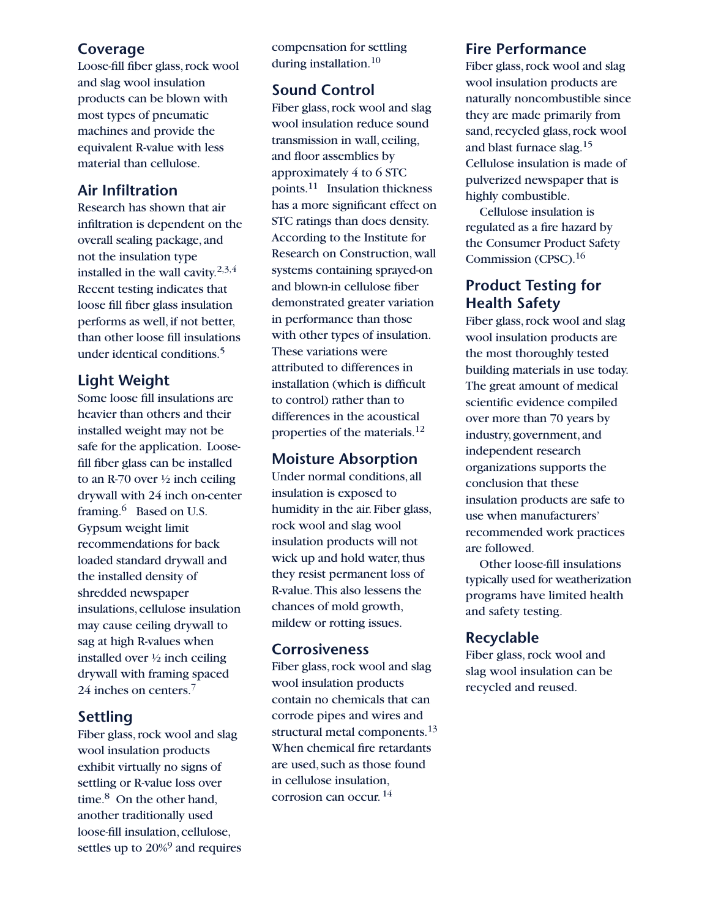## Coverage

Loose-fill fiber glass, rock wool and slag wool insulation products can be blown with most types of pneumatic machines and provide the equivalent R-value with less material than cellulose.

## Air Infiltration

Research has shown that air infiltration is dependent on the overall sealing package, and not the insulation type installed in the wall cavity.[2,3,4] Recent testing indicates that loose fill fiber glass insulation performs as well, if not better, than other loose fill insulations under identical conditions.[5]

## Light Weight

Some loose fill insulations are heavier than others and their installed weight may not be safe for the application. Loose-fill fiber glass can be installed to an R-70 over ½ inch ceiling drywall with 24 inch on-center framing.[6] Based on U.S. Gypsum weight limit recommendations for back loaded standard drywall and the installed density of shredded newspaper insulations, cellulose insulation may cause ceiling drywall to sag at high R-values when installed over ½ inch ceiling drywall with framing spaced 24 inches on centers.[7]

## Settling

Fiber glass, rock wool and slag wool insulation products exhibit virtually no signs of settling or R-value loss over time.[8] On the other hand, another traditionally used loose-fill insulation, cellulose, settles up to 20%[9] and requires compensation for settling during installation.[10]

## Sound Control

Fiber glass, rock wool and slag wool insulation reduce sound transmission in wall, ceiling, and floor assemblies by approximately 4 to 6 STC points.[11] Insulation thickness has a more significant effect on STC ratings than does density. According to the Institute for Research on Construction, wall systems containing sprayed-on and blown-in cellulose fiber demonstrated greater variation in performance than those with other types of insulation. These variations were attributed to differences in installation (which is difficult to control) rather than to differences in the acoustical properties of the materials.[12]

## Moisture Absorption

Under normal conditions, all insulation is exposed to humidity in the air. Fiber glass, rock wool and slag wool insulation products will not wick up and hold water, thus they resist permanent loss of R-value. This also lessens the chances of mold growth, mildew or rotting issues.

## Corrosiveness

Fiber glass, rock wool and slag wool insulation products contain no chemicals that can corrode pipes and wires and structural metal components.[13] When chemical fire retardants are used, such as those found in cellulose insulation, corrosion can occur.[14]

## Fire Performance

Fiber glass, rock wool and slag wool insulation products are naturally noncombustible since they are made primarily from sand, recycled glass, rock wool and blast furnace slag.[15] Cellulose insulation is made of pulverized newspaper that is highly combustible.

Cellulose insulation is regulated as a fire hazard by the Consumer Product Safety Commission (CPSC).[16]

## Product Testing for Health Safety

Fiber glass, rock wool and slag wool insulation products are the most thoroughly tested building materials in use today. The great amount of medical scientific evidence compiled over more than 70 years by industry, government, and independent research organizations supports the conclusion that these insulation products are safe to use when manufacturers' recommended work practices are followed.

Other loose-fill insulations typically used for weatherization programs have limited health and safety testing.

## Recyclable

Fiber glass, rock wool and slag wool insulation can be recycled and reused.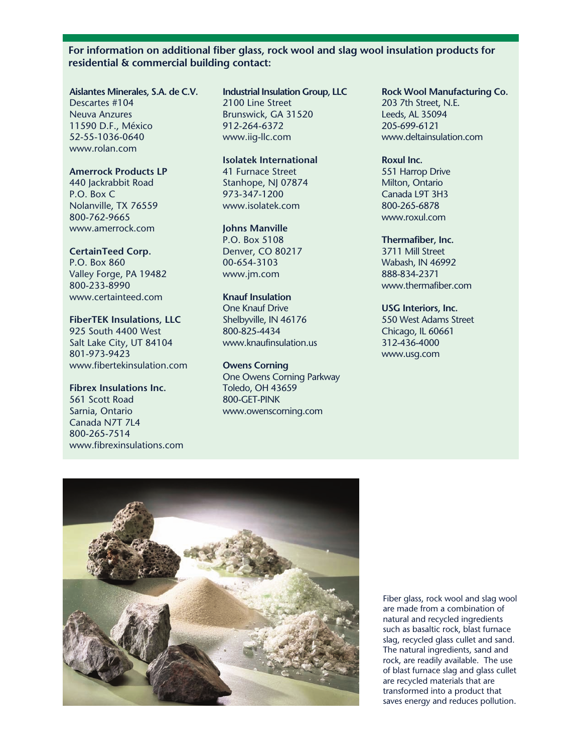**For information on additional fiber glass, rock wool and slag wool insulation products for residential & commercial building contact:**

**Aislantes Minerales, S.A. de C.V.**
Descartes #104
Neuva Anzures
11590 D.F., México
52-55-1036-0640
www.rolan.com

**Amerrock Products LP**
440 Jackrabbit Road
P.O. Box C
Nolanville, TX 76559
800-762-9665
www.amerrock.com

**CertainTeed Corp.**
P.O. Box 860
Valley Forge, PA 19482
800-233-8990
www.certainteed.com

**FiberTEK Insulations, LLC**
925 South 4400 West
Salt Lake City, UT 84104
801-973-9423
www.fibertekinsulation.com

**Fibrex Insulations Inc.**
561 Scott Road
Sarnia, Ontario
Canada N7T 7L4
800-265-7514
www.fibrexinsulations.com

**Industrial Insulation Group, LLC**
2100 Line Street
Brunswick, GA 31520
912-264-6372
www.iig-llc.com

**Isolatek International**
41 Furnace Street
Stanhope, NJ 07874
973-347-1200
www.isolatek.com

**Johns Manville**
P.O. Box 5108
Denver, CO 80217
00-654-3103
www.jm.com

**Knauf Insulation**
One Knauf Drive
Shelbyville, IN 46176
800-825-4434
www.knaufinsulation.us

**Owens Corning**
One Owens Corning Parkway
Toledo, OH 43659
800-GET-PINK
www.owenscorning.com

**Rock Wool Manufacturing Co.**
203 7th Street, N.E.
Leeds, AL 35094
205-699-6121
www.deltainsulation.com

**Roxul Inc.**
551 Harrop Drive
Milton, Ontario
Canada L9T 3H3
800-265-6878
www.roxul.com

**Thermafiber, Inc.**
3711 Mill Street
Wabash, IN 46992
888-834-2371
www.thermafiber.com

**USG Interiors, Inc.**
550 West Adams Street
Chicago, IL 60661
312-436-4000
www.usg.com

Fiber glass, rock wool and slag wool are made from a combination of natural and recycled ingredients such as basaltic rock, blast furnace slag, recycled glass cullet and sand. The natural ingredients, sand and rock, are readily available. The use of blast furnace slag and glass cullet are recycled materials that are transformed into a product that saves energy and reduces pollution.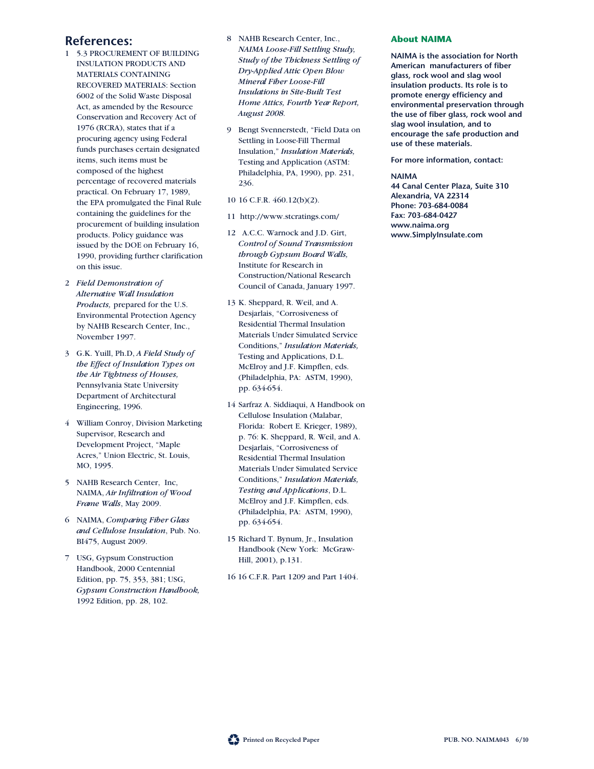## References:

1. 5.3 PROCUREMENT OF BUILDING INSULATION PRODUCTS AND MATERIALS CONTAINING RECOVERED MATERIALS: Section 6002 of the Solid Waste Disposal Act, as amended by the Resource Conservation and Recovery Act of 1976 (RCRA), states that if a procuring agency using Federal funds purchases certain designated items, such items must be composed of the highest percentage of recovered materials practical. On February 17, 1989, the EPA promulgated the Final Rule containing the guidelines for the procurement of building insulation products. Policy guidance was issued by the DOE on February 16, 1990, providing further clarification on this issue.
2. *Field Demonstration of Alternative Wall Insulation Products,* prepared for the U.S. Environmental Protection Agency by NAHB Research Center, Inc., November 1997.
3. G.K. Yuill, Ph.D, *A Field Study of the Effect of Insulation Types on the Air Tightness of Houses,* Pennsylvania State University Department of Architectural Engineering, 1996.
4. William Conroy, Division Marketing Supervisor, Research and Development Project, "Maple Acres," Union Electric, St. Louis, MO, 1995.
5. NAHB Research Center, Inc, NAIMA, *Air Infiltration of Wood Frame Walls*, May 2009.
6. NAIMA, *Comparing Fiber Glass and Cellulose Insulation*, Pub. No. BI475, August 2009.
7. USG, Gypsum Construction Handbook, 2000 Centennial Edition, pp. 75, 353, 381; USG, *Gypsum Construction Handbook,* 1992 Edition, pp. 28, 102.
8. NAHB Research Center, Inc., *NAIMA Loose-Fill Settling Study, Study of the Thickness Settling of Dry-Applied Attic Open Blow Mineral Fiber Loose-Fill Insulations in Site-Built Test Home Attics, Fourth Year Report, August 2008.*
9. Bengt Svennerstedt, "Field Data on Settling in Loose-Fill Thermal Insulation," *Insulation Materials,* Testing and Application (ASTM: Philadelphia, PA, 1990), pp. 231, 236.
10. 16 C.F.R. 460.12(b)(2).
11. http://www.stcratings.com/
12. A.C.C. Warnock and J.D. Girt, *Control of Sound Transmission through Gypsum Board Walls,* Institute for Research in Construction/National Research Council of Canada, January 1997.
13. K. Sheppard, R. Weil, and A. Desjarlais, "Corrosiveness of Residential Thermal Insulation Materials Under Simulated Service Conditions," *Insulation Materials,* Testing and Applications, D.L. McElroy and J.F. Kimpflen, eds. (Philadelphia, PA: ASTM, 1990), pp. 634-654.
14. Sarfraz A. Siddiaqui, A Handbook on Cellulose Insulation (Malabar, Florida: Robert E. Krieger, 1989), p. 76: K. Sheppard, R. Weil, and A. Desjarlais, "Corrosiveness of Residential Thermal Insulation Materials Under Simulated Service Conditions," *Insulation Materials, Testing and Applications*, D.L. McElroy and J.F. Kimpflen, eds. (Philadelphia, PA: ASTM, 1990), pp. 634-654.
15. Richard T. Bynum, Jr., Insulation Handbook (New York: McGraw-Hill, 2001), p.131.
16. 16 C.F.R. Part 1209 and Part 1404.

## About NAIMA

**NAIMA is the association for North American manufacturers of fiber glass, rock wool and slag wool insulation products. Its role is to promote energy efficiency and environmental preservation through the use of fiber glass, rock wool and slag wool insulation, and to encourage the safe production and use of these materials.**

**For more information, contact:**

**NAIMA**
**44 Canal Center Plaza, Suite 310**
**Alexandria, VA 22314**
**Phone: 703-684-0084**
**Fax: 703-684-0427**
**www.naima.org**
**www.SimplyInsulate.com**

Printed on Recycled Paper

PUB. NO. NAIMA043 6/10